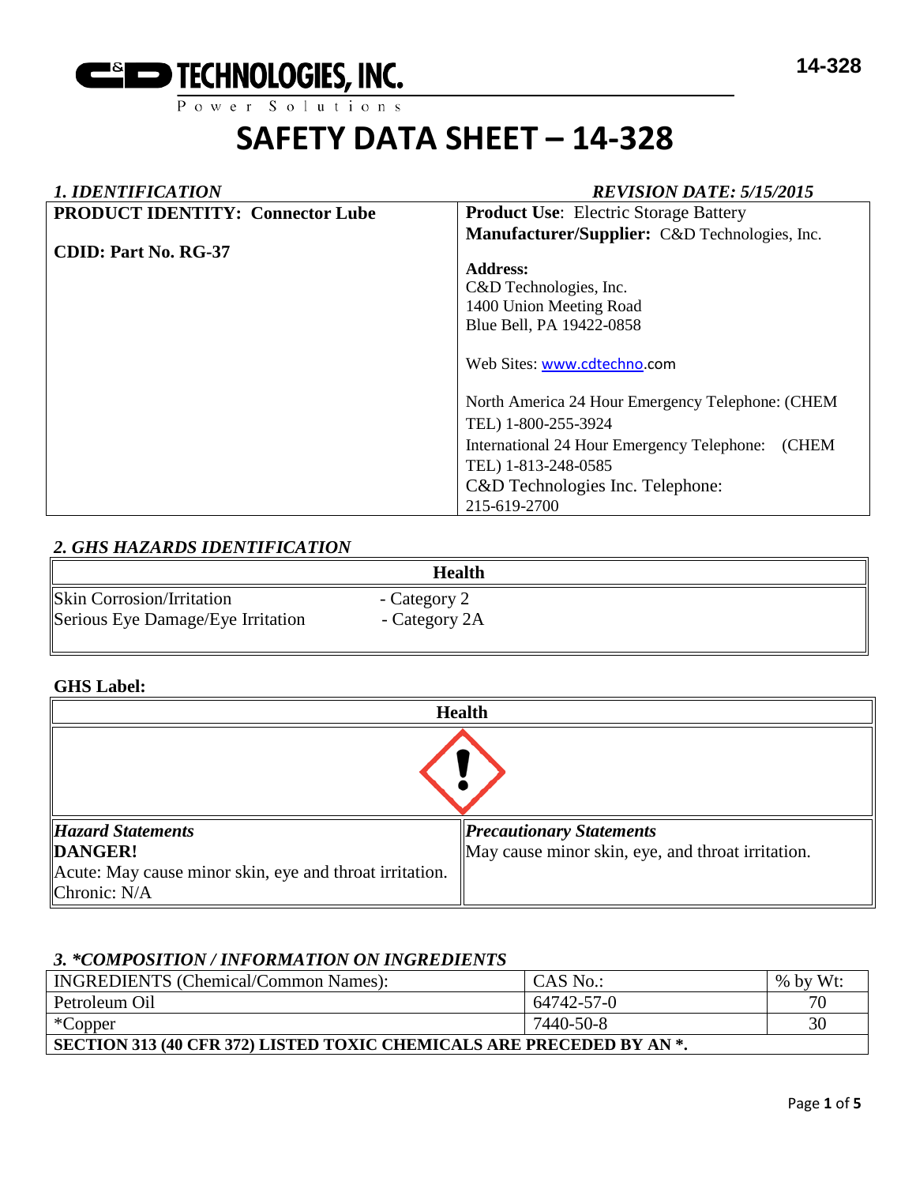C&D TECHNOLOGIES, INC.
Power Solutions

14-328

# SAFETY DATA SHEET – 14-328

## *1. IDENTIFICATION*

*REVISION DATE: 5/15/2015*

| **PRODUCT IDENTITY: Connector Lube**<br><br>**CDID: Part No. RG-37** | **Product Use**: Electric Storage Battery<br>**Manufacturer/Supplier:** C&D Technologies, Inc.<br><br>**Address:**<br>C&D Technologies, Inc.<br>1400 Union Meeting Road<br>Blue Bell, PA 19422-0858<br><br>Web Sites: www.cdtechno.com<br><br>North America 24 Hour Emergency Telephone: (CHEM TEL) 1-800-255-3924<br>International 24 Hour Emergency Telephone: (CHEM TEL) 1-813-248-0585<br>C&D Technologies Inc. Telephone:<br>215-619-2700 |
|---|---|

## *2. GHS HAZARDS IDENTIFICATION*

| Health | |
|---|---|
| Skin Corrosion/Irritation | - Category 2 |
| Serious Eye Damage/Eye Irritation | - Category 2A |

**GHS Label:**

| Health | |
|---|---|
| *Hazard Statements*<br>**DANGER!**<br>Acute: May cause minor skin, eye and throat irritation.<br>Chronic: N/A | *Precautionary Statements*<br>May cause minor skin, eye, and throat irritation. |

## *3. \*COMPOSITION / INFORMATION ON INGREDIENTS*

| INGREDIENTS (Chemical/Common Names): | CAS No.: | % by Wt: |
|---|---|---|
| Petroleum Oil | 64742-57-0 | 70 |
| *Copper | 7440-50-8 | 30 |
| **SECTION 313 (40 CFR 372) LISTED TOXIC CHEMICALS ARE PRECEDED BY AN *.** | | |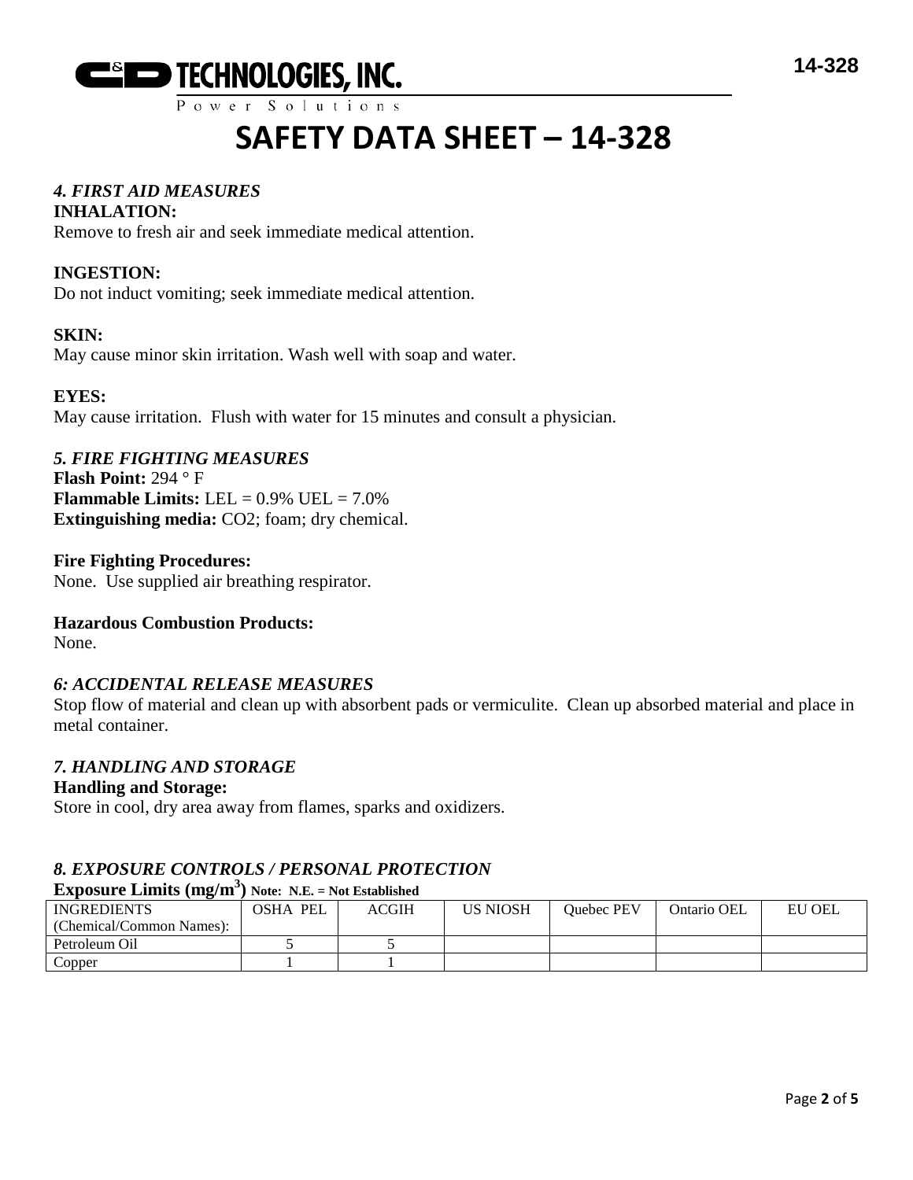# SAFETY DATA SHEET – 14-328

## *4. FIRST AID MEASURES*

**INHALATION:**
Remove to fresh air and seek immediate medical attention.

**INGESTION:**
Do not induct vomiting; seek immediate medical attention.

**SKIN:**
May cause minor skin irritation. Wash well with soap and water.

**EYES:**
May cause irritation. Flush with water for 15 minutes and consult a physician.

## *5. FIRE FIGHTING MEASURES*

**Flash Point:** 294 ° F
**Flammable Limits:** LEL = 0.9% UEL = 7.0%
**Extinguishing media:** $CO_2$; foam; dry chemical.

**Fire Fighting Procedures:**
None. Use supplied air breathing respirator.

**Hazardous Combustion Products:**
None.

## *6: ACCIDENTAL RELEASE MEASURES*

Stop flow of material and clean up with absorbent pads or vermiculite. Clean up absorbed material and place in metal container.

## *7. HANDLING AND STORAGE*

**Handling and Storage:**
Store in cool, dry area away from flames, sparks and oxidizers.

## *8. EXPOSURE CONTROLS / PERSONAL PROTECTION*

**Exposure Limits ($mg/m^3$)** **Note: N.E. = Not Established**

| INGREDIENTS (Chemical/Common Names): | OSHA PEL | ACGIH | US NIOSH | Quebec PEV | Ontario OEL | EU OEL |
|---|---|---|---|---|---|---|
| Petroleum Oil | 5 | 5 | | | | |
| Copper | 1 | 1 | | | | |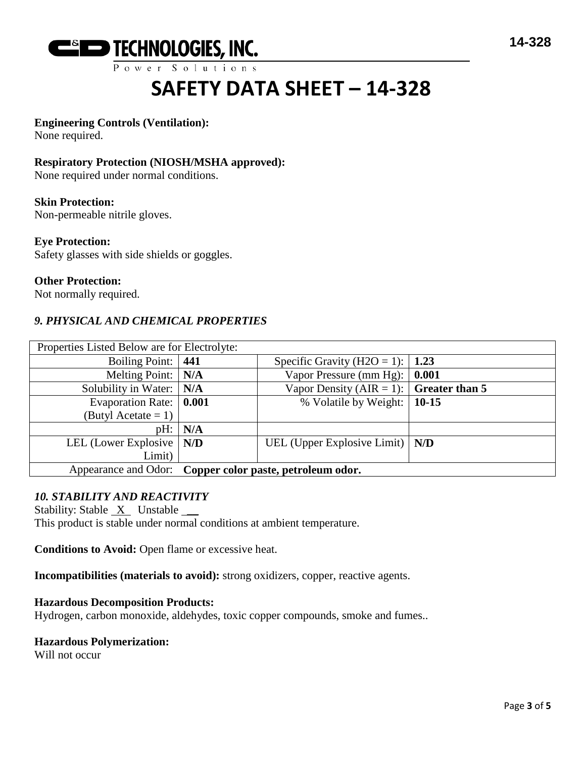# SAFETY DATA SHEET – 14-328

**Engineering Controls (Ventilation):**
None required.

**Respiratory Protection (NIOSH/MSHA approved):**
None required under normal conditions.

**Skin Protection:**
Non-permeable nitrile gloves.

**Eye Protection:**
Safety glasses with side shields or goggles.

**Other Protection:**
Not normally required.

### *9. PHYSICAL AND CHEMICAL PROPERTIES*

| Properties Listed Below are for Electrolyte: | | | |
|---|---|---|---|
| Boiling Point: | **441** | Specific Gravity ($H2O$ = 1): | **1.23** |
| Melting Point: | **N/A** | Vapor Pressure (mm Hg): | **0.001** |
| Solubility in Water: | **N/A** | Vapor Density (AIR = 1): | **Greater than 5** |
| Evaporation Rate: (Butyl Acetate = 1) | **0.001** | % Volatile by Weight: | **10-15** |
| pH: | **N/A** | | |
| LEL (Lower Explosive Limit) | **N/D** | UEL (Upper Explosive Limit) | **N/D** |
| Appearance and Odor: | **Copper color paste, petroleum odor.** | | |

### *10. STABILITY AND REACTIVITY*

Stability: Stable _X_ Unstable __
This product is stable under normal conditions at ambient temperature.

**Conditions to Avoid:** Open flame or excessive heat.

**Incompatibilities (materials to avoid):** strong oxidizers, copper, reactive agents.

**Hazardous Decomposition Products:**
Hydrogen, carbon monoxide, aldehydes, toxic copper compounds, smoke and fumes..

**Hazardous Polymerization:**
Will not occur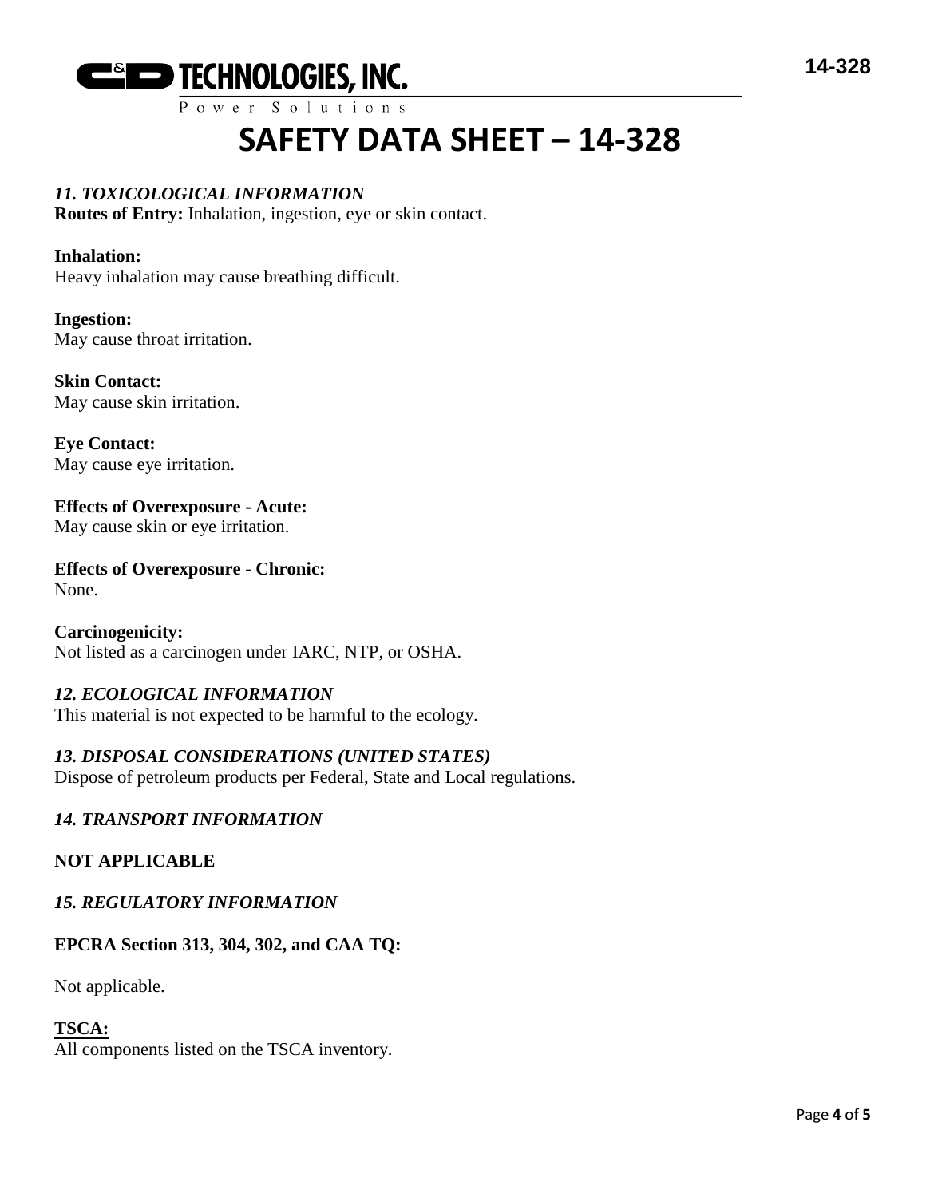## *11. TOXICOLOGICAL INFORMATION*

**Routes of Entry:** Inhalation, ingestion, eye or skin contact.

**Inhalation:**
Heavy inhalation may cause breathing difficult.

**Ingestion:**
May cause throat irritation.

**Skin Contact:**
May cause skin irritation.

**Eye Contact:**
May cause eye irritation.

**Effects of Overexposure - Acute:**
May cause skin or eye irritation.

**Effects of Overexposure - Chronic:**
None.

**Carcinogenicity:**
Not listed as a carcinogen under IARC, NTP, or OSHA.

## *12. ECOLOGICAL INFORMATION*

This material is not expected to be harmful to the ecology.

## *13. DISPOSAL CONSIDERATIONS (UNITED STATES)*

Dispose of petroleum products per Federal, State and Local regulations.

## *14. TRANSPORT INFORMATION*

**NOT APPLICABLE**

## *15. REGULATORY INFORMATION*

**EPCRA Section 313, 304, 302, and CAA TQ:**

Not applicable.

**TSCA:**
All components listed on the TSCA inventory.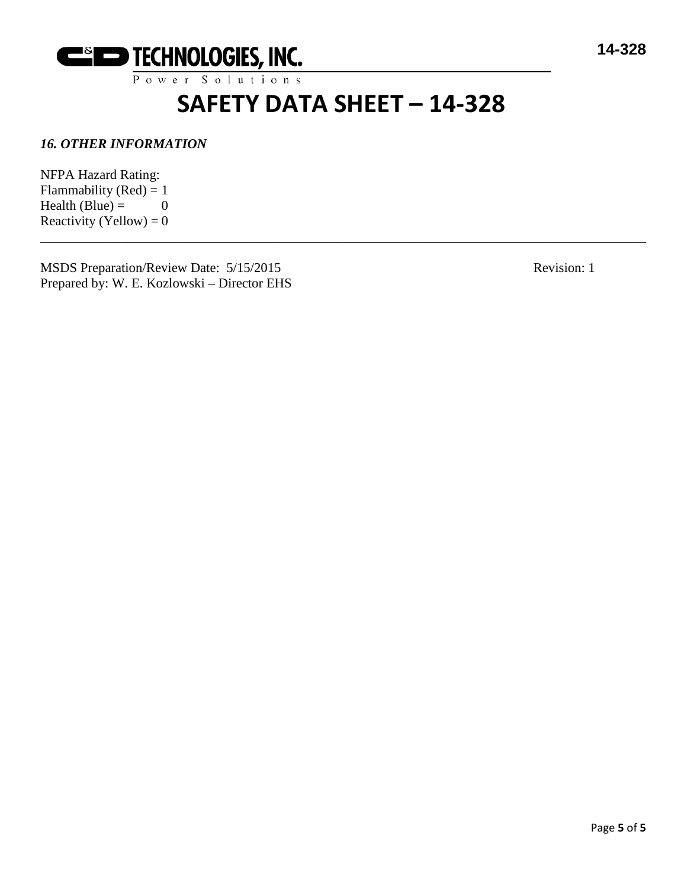*16. OTHER INFORMATION*

NFPA Hazard Rating:
Flammability (Red) = 1
Health (Blue) = 0
Reactivity (Yellow) = 0

---

MSDS Preparation/Review Date: 5/15/2015 Revision: 1
Prepared by: W. E. Kozlowski – Director EHS